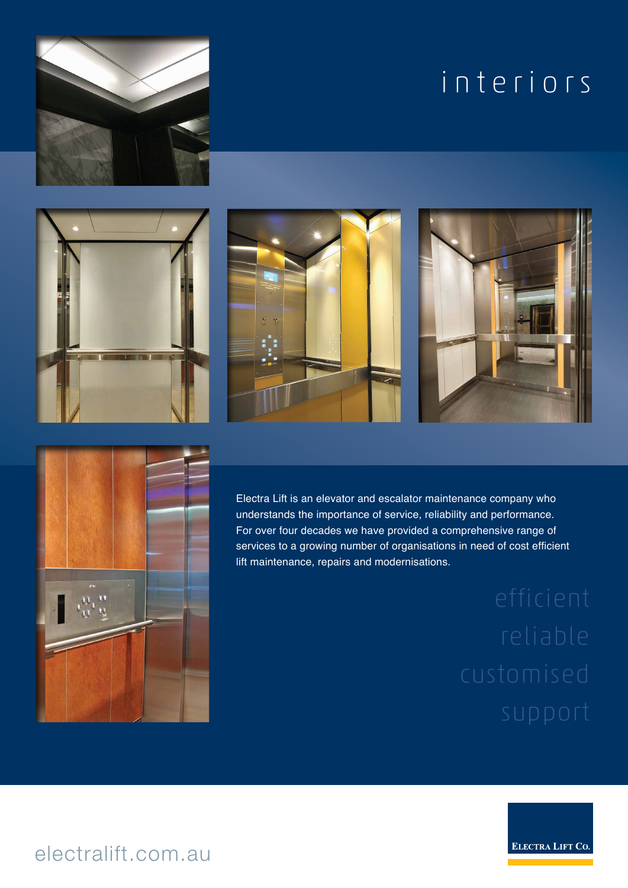# interiors

Electra Lift is an elevator and escalator maintenance company who understands the importance of service, reliability and performance. For over four decades we have provided a comprehensive range of services to a growing number of organisations in need of cost efficient lift maintenance, repairs and modernisations.

efficient
reliable
customised
support

electralift.com.au

ELECTRA LIFT CO.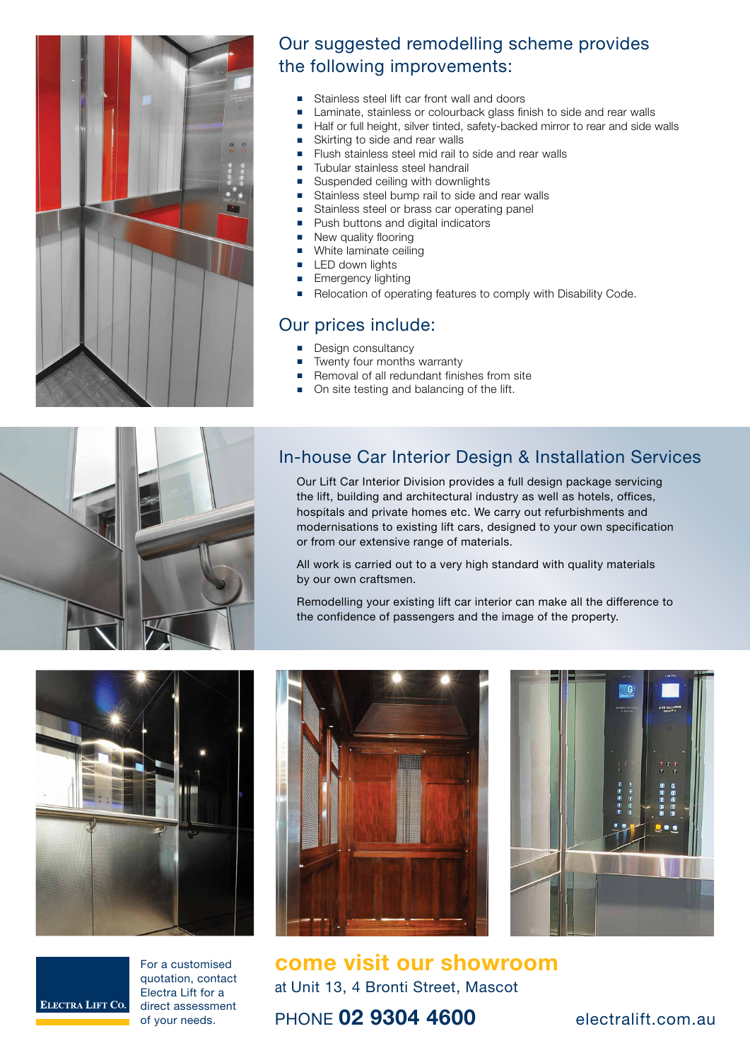## Our suggested remodelling scheme provides the following improvements:

- Stainless steel lift car front wall and doors
- Laminate, stainless or colourback glass finish to side and rear walls
- Half or full height, silver tinted, safety-backed mirror to rear and side walls
- Skirting to side and rear walls
- Flush stainless steel mid rail to side and rear walls
- Tubular stainless steel handrail
- Suspended ceiling with downlights
- Stainless steel bump rail to side and rear walls
- Stainless steel or brass car operating panel
- Push buttons and digital indicators
- New quality flooring
- White laminate ceiling
- LED down lights
- Emergency lighting
- Relocation of operating features to comply with Disability Code.

## Our prices include:

- Design consultancy
- Twenty four months warranty
- Removal of all redundant finishes from site
- On site testing and balancing of the lift.

## In-house Car Interior Design & Installation Services

Our Lift Car Interior Division provides a full design package servicing the lift, building and architectural industry as well as hotels, offices, hospitals and private homes etc. We carry out refurbishments and modernisations to existing lift cars, designed to your own specification or from our extensive range of materials.

All work is carried out to a very high standard with quality materials by our own craftsmen.

Remodelling your existing lift car interior can make all the difference to the confidence of passengers and the image of the property.

ELECTRA LIFT CO.

For a customised quotation, contact Electra Lift for a direct assessment of your needs.

**come visit our showroom**

at Unit 13, 4 Bronti Street, Mascot

PHONE **02 9304 4600**

electralift.com.au